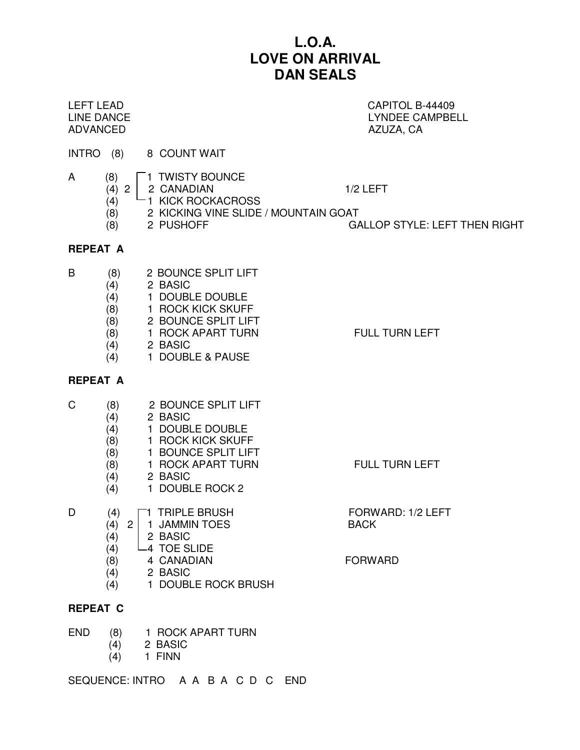# L.O.A.
# LOVE ON ARRIVAL
# DAN SEALS

LEFT LEAD
LINE DANCE
ADVANCED

CAPITOL B-44409
LYNDEE CAMPBELL
AZUZA, CA

| | Counts | | Step | Notes |
|---|---|---|---|---|
| INTRO | (8) | | 8 COUNT WAIT | |
| A | (8) | 2 [ | 1 TWISTY BOUNCE | |
| | (4) | | 2 CANADIAN | 1/2 LEFT |
| | (4) | ] | 1 KICK ROCKACROSS | |
| | (8) | | 2 KICKING VINE SLIDE / MOUNTAIN GOAT | |
| | (8) | | 2 PUSHOFF | GALLOP STYLE: LEFT THEN RIGHT |

**REPEAT A**

| | Counts | Step | Notes |
|---|---|---|---|
| B | (8) | 2 BOUNCE SPLIT LIFT | |
| | (4) | 2 BASIC | |
| | (4) | 1 DOUBLE DOUBLE | |
| | (8) | 1 ROCK KICK SKUFF | |
| | (8) | 2 BOUNCE SPLIT LIFT | |
| | (8) | 1 ROCK APART TURN | FULL TURN LEFT |
| | (4) | 2 BASIC | |
| | (4) | 1 DOUBLE & PAUSE | |

**REPEAT A**

| | Counts | Step | Notes |
|---|---|---|---|
| C | (8) | 2 BOUNCE SPLIT LIFT | |
| | (4) | 2 BASIC | |
| | (4) | 1 DOUBLE DOUBLE | |
| | (8) | 1 ROCK KICK SKUFF | |
| | (8) | 1 BOUNCE SPLIT LIFT | |
| | (8) | 1 ROCK APART TURN | FULL TURN LEFT |
| | (4) | 2 BASIC | |
| | (4) | 1 DOUBLE ROCK 2 | |

| | Counts | | Step | Notes |
|---|---|---|---|---|
| D | (4) | 2 [ | 1 TRIPLE BRUSH | FORWARD: 1/2 LEFT |
| | (4) | | 1 JAMMIN TOES | BACK |
| | (4) | | 2 BASIC | |
| | (4) | ] | 4 TOE SLIDE | |
| | (8) | | 4 CANADIAN | FORWARD |
| | (4) | | 2 BASIC | |
| | (4) | | 1 DOUBLE ROCK BRUSH | |

**REPEAT C**

| | Counts | Step |
|---|---|---|
| END | (8) | 1 ROCK APART TURN |
| | (4) | 2 BASIC |
| | (4) | 1 FINN |

SEQUENCE: INTRO A A B A C D C END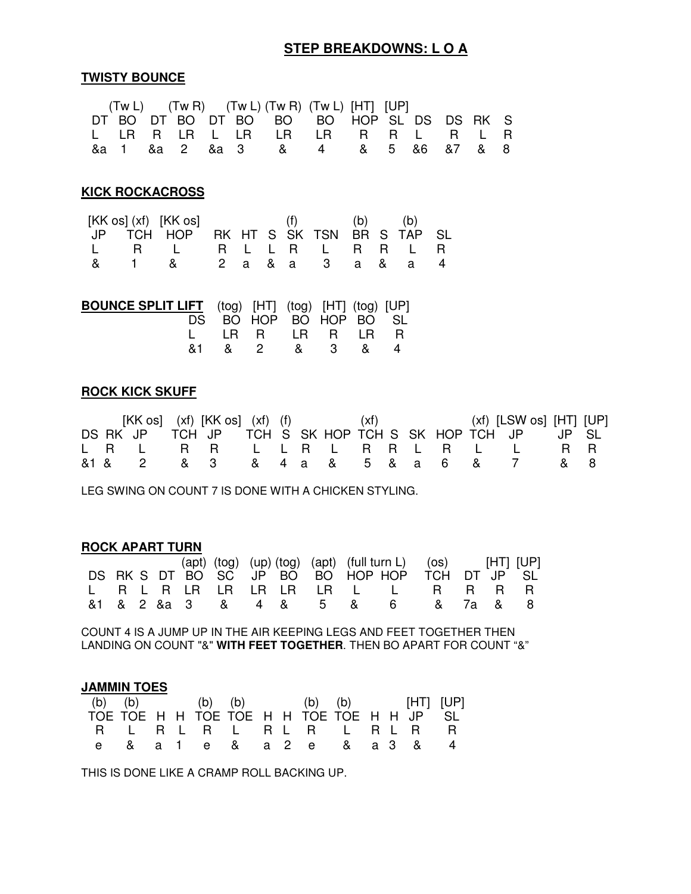# STEP BREAKDOWNS: L O A

## TWISTY BOUNCE

| | | | | | | | | | | | | | |
|---|---|---|---|---|---|---|---|---|---|---|---|---|---|
| | (Tw L) | | (Tw R) | | (Tw L) | (Tw R) | (Tw L) | [HT] | [UP] | | | | |
| DT | BO | DT | BO | DT | BO | BO | BO | HOP | SL | DS | DS | RK | S |
| L | LR | R | LR | L | LR | LR | LR | R | R | L | R | L | R |
| &a | 1 | &a | 2 | &a | 3 | & | 4 | & | 5 | &6 | &7 | & | 8 |

## KICK ROCKACROSS

| | | | | | | | | | | | |
|---|---|---|---|---|---|---|---|---|---|---|---|
| [KK os] | (xf) | [KK os] | | | | (f) | | (b) | | (b) | |
| JP | TCH | HOP | RK | HT | S | SK | TSN | BR | S | TAP | SL |
| L | R | L | R | L | L | R | L | R | R | L | R |
| & | 1 | & | 2 | a | & | a | 3 | a | & | a | 4 |

## BOUNCE SPLIT LIFT

| | | | | | | |
|---|---|---|---|---|---|---|
| | (tog) | [HT] | (tog) | [HT] | (tog) | [UP] |
| DS | BO | HOP | BO | HOP | BO | SL |
| L | LR | R | LR | R | LR | R |
| &1 | & | 2 | & | 3 | & | 4 |

## ROCK KICK SKUFF

| | | | | | | | | | | | | | | | | |
|---|---|---|---|---|---|---|---|---|---|---|---|---|---|---|---|---|
| | | [KK os] | (xf) | [KK os] | (xf) | (f) | | | (xf) | | | | (xf) | [LSW os] | [HT] | [UP] |
| DS | RK | JP | TCH | JP | TCH | S | SK | HOP | TCH | S | SK | HOP | TCH | JP | JP | SL |
| L | R | L | R | R | L | L | R | L | R | R | L | R | L | L | R | R |
| &1 | & | 2 | & | 3 | & | 4 | a | & | 5 | & | a | 6 | & | 7 | & | 8 |

LEG SWING ON COUNT 7 IS DONE WITH A CHICKEN STYLING.

## ROCK APART TURN

| | | | | | | | | | | | | | | |
|---|---|---|---|---|---|---|---|---|---|---|---|---|---|---|
| | | | | (apt) | (tog) | (up) | (tog) | (apt) | (full turn L) | | (os) | | [HT] | [UP] |
| DS | RK | S | DT | BO | SC | JP | BO | BO | HOP | HOP | TCH | DT | JP | SL |
| L | R | L | R | LR | LR | LR | LR | LR | L | L | R | R | R | R |
| &1 | & | 2 | &a | 3 | & | 4 | & | 5 | & | 6 | & | 7a | & | 8 |

COUNT 4 IS A JUMP UP IN THE AIR KEEPING LEGS AND FEET TOGETHER THEN LANDING ON COUNT "&" **WITH FEET TOGETHER**. THEN BO APART FOR COUNT "&"

## JAMMIN TOES

| | | | | | | | | | | | | | |
|---|---|---|---|---|---|---|---|---|---|---|---|---|---|
| (b) | (b) | | | (b) | (b) | | | (b) | (b) | | | [HT] | [UP] |
| TOE | TOE | H | H | TOE | TOE | H | H | TOE | TOE | H | H | JP | SL |
| R | L | R | L | R | L | R | L | R | L | R | L | R | R |
| e | & | a | 1 | e | & | a | 2 | e | & | a | 3 | & | 4 |

THIS IS DONE LIKE A CRAMP ROLL BACKING UP.